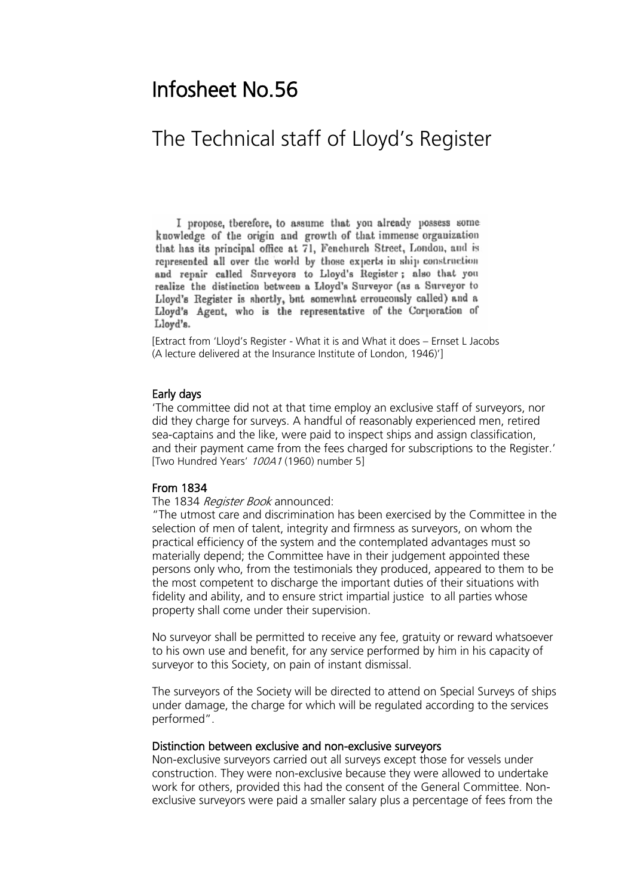# Infosheet No.56

## The Technical staff of Lloyd's Register

I propose, therefore, to assume that you already possess some knowledge of the origin and growth of that immense organization that has its principal office at 71, Fenchurch Street, London, and is represented all over the world by those experts in ship construction and repair called Surveyors to Lloyd's Register; also that you realize the distinction between a Lloyd's Surveyor (as a Surveyor to Lloyd's Register is shortly, but somewhat erroneously called) and a Lloyd's Agent, who is the representative of the Corporation of Lloyd's.

[Extract from 'Lloyd's Register - What it is and What it does – Ernset L Jacobs (A lecture delivered at the Insurance Institute of London, 1946)']

### Early days

'The committee did not at that time employ an exclusive staff of surveyors, nor did they charge for surveys. A handful of reasonably experienced men, retired sea-captains and the like, were paid to inspect ships and assign classification, and their payment came from the fees charged for subscriptions to the Register.' [Two Hundred Years' *100A1* (1960) number 5]

### From 1834

The 1834 *Register Book* announced:

"The utmost care and discrimination has been exercised by the Committee in the selection of men of talent, integrity and firmness as surveyors, on whom the practical efficiency of the system and the contemplated advantages must so materially depend; the Committee have in their judgement appointed these persons only who, from the testimonials they produced, appeared to them to be the most competent to discharge the important duties of their situations with fidelity and ability, and to ensure strict impartial justice to all parties whose property shall come under their supervision.

No surveyor shall be permitted to receive any fee, gratuity or reward whatsoever to his own use and benefit, for any service performed by him in his capacity of surveyor to this Society, on pain of instant dismissal.

The surveyors of the Society will be directed to attend on Special Surveys of ships under damage, the charge for which will be regulated according to the services performed".

### Distinction between exclusive and non-exclusive surveyors

Non-exclusive surveyors carried out all surveys except those for vessels under construction. They were non-exclusive because they were allowed to undertake work for others, provided this had the consent of the General Committee. Non-exclusive surveyors were paid a smaller salary plus a percentage of fees from the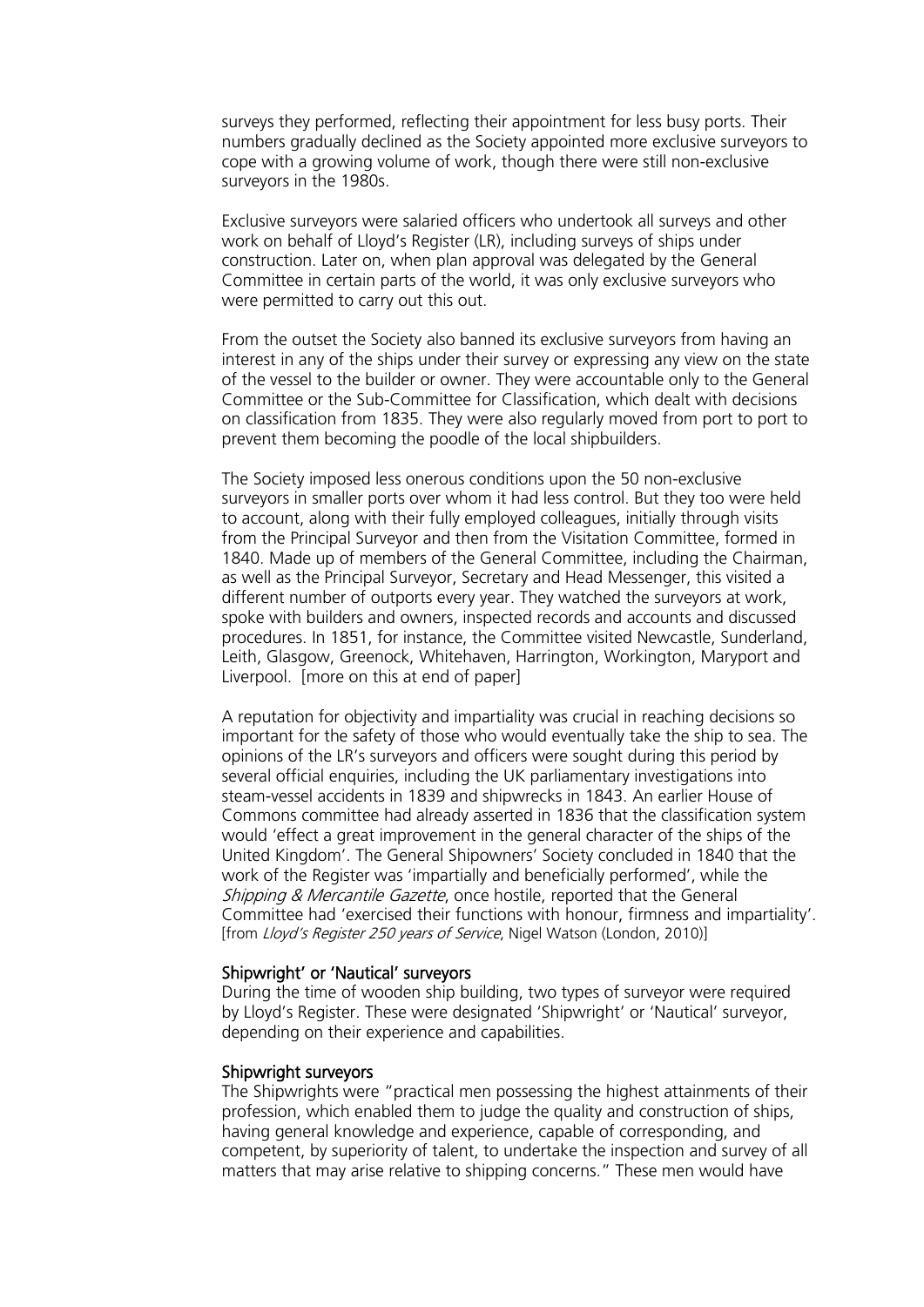surveys they performed, reflecting their appointment for less busy ports. Their numbers gradually declined as the Society appointed more exclusive surveyors to cope with a growing volume of work, though there were still non-exclusive surveyors in the 1980s.

Exclusive surveyors were salaried officers who undertook all surveys and other work on behalf of Lloyd's Register (LR), including surveys of ships under construction. Later on, when plan approval was delegated by the General Committee in certain parts of the world, it was only exclusive surveyors who were permitted to carry out this out.

From the outset the Society also banned its exclusive surveyors from having an interest in any of the ships under their survey or expressing any view on the state of the vessel to the builder or owner. They were accountable only to the General Committee or the Sub-Committee for Classification, which dealt with decisions on classification from 1835. They were also regularly moved from port to port to prevent them becoming the poodle of the local shipbuilders.

The Society imposed less onerous conditions upon the 50 non-exclusive surveyors in smaller ports over whom it had less control. But they too were held to account, along with their fully employed colleagues, initially through visits from the Principal Surveyor and then from the Visitation Committee, formed in 1840. Made up of members of the General Committee, including the Chairman, as well as the Principal Surveyor, Secretary and Head Messenger, this visited a different number of outports every year. They watched the surveyors at work, spoke with builders and owners, inspected records and accounts and discussed procedures. In 1851, for instance, the Committee visited Newcastle, Sunderland, Leith, Glasgow, Greenock, Whitehaven, Harrington, Workington, Maryport and Liverpool. [more on this at end of paper]

A reputation for objectivity and impartiality was crucial in reaching decisions so important for the safety of those who would eventually take the ship to sea. The opinions of the LR's surveyors and officers were sought during this period by several official enquiries, including the UK parliamentary investigations into steam-vessel accidents in 1839 and shipwrecks in 1843. An earlier House of Commons committee had already asserted in 1836 that the classification system would 'effect a great improvement in the general character of the ships of the United Kingdom'. The General Shipowners' Society concluded in 1840 that the work of the Register was 'impartially and beneficially performed', while the *Shipping & Mercantile Gazette*, once hostile, reported that the General Committee had 'exercised their functions with honour, firmness and impartiality'. [from *Lloyd's Register 250 years of Service*, Nigel Watson (London, 2010)]

#### Shipwright' or 'Nautical' surveyors

During the time of wooden ship building, two types of surveyor were required by Lloyd's Register. These were designated 'Shipwright' or 'Nautical' surveyor, depending on their experience and capabilities.

#### Shipwright surveyors

The Shipwrights were "practical men possessing the highest attainments of their profession, which enabled them to judge the quality and construction of ships, having general knowledge and experience, capable of corresponding, and competent, by superiority of talent, to undertake the inspection and survey of all matters that may arise relative to shipping concerns." These men would have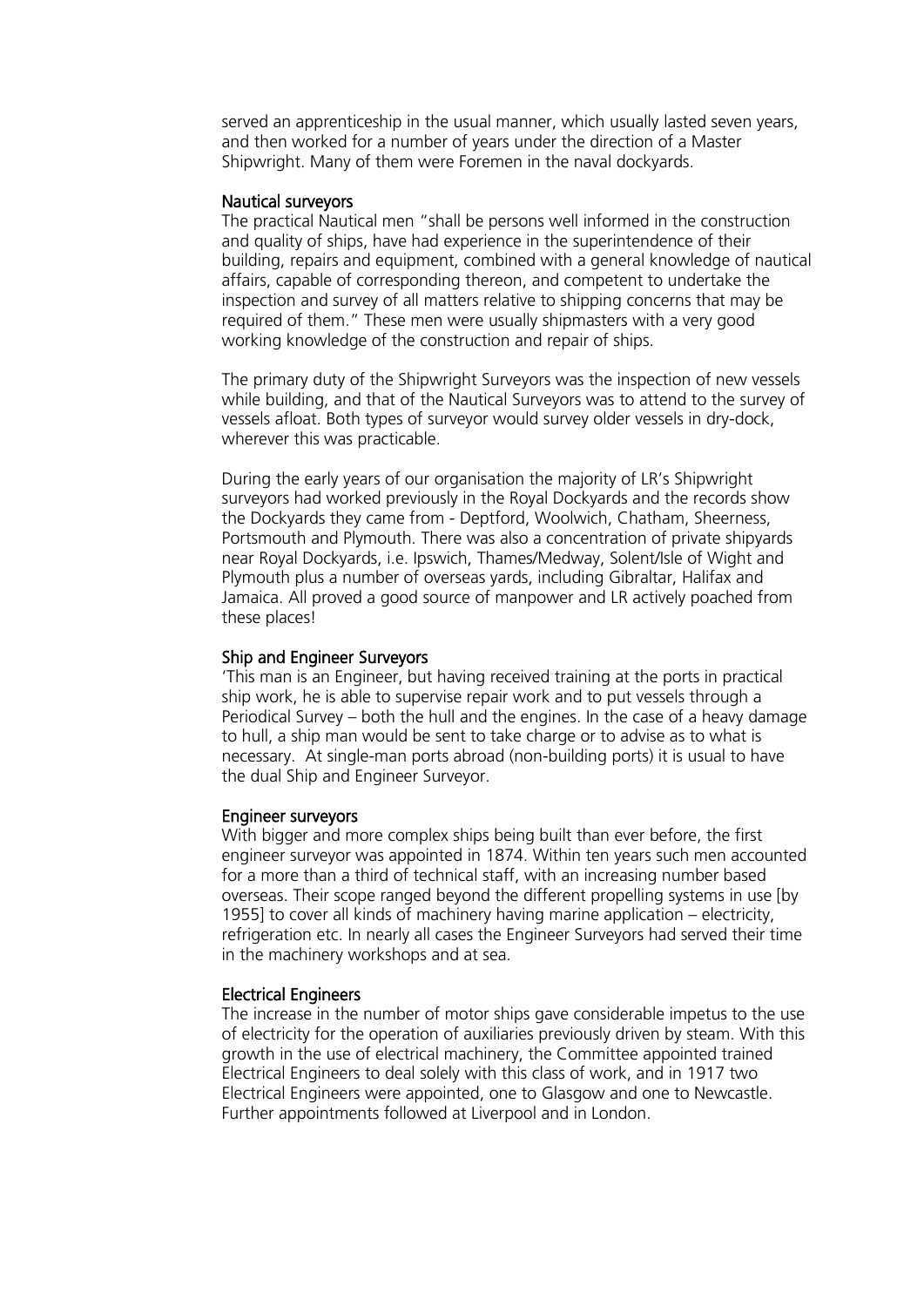served an apprenticeship in the usual manner, which usually lasted seven years, and then worked for a number of years under the direction of a Master Shipwright. Many of them were Foremen in the naval dockyards.

### Nautical surveyors

The practical Nautical men "shall be persons well informed in the construction and quality of ships, have had experience in the superintendence of their building, repairs and equipment, combined with a general knowledge of nautical affairs, capable of corresponding thereon, and competent to undertake the inspection and survey of all matters relative to shipping concerns that may be required of them." These men were usually shipmasters with a very good working knowledge of the construction and repair of ships.

The primary duty of the Shipwright Surveyors was the inspection of new vessels while building, and that of the Nautical Surveyors was to attend to the survey of vessels afloat. Both types of surveyor would survey older vessels in dry-dock, wherever this was practicable.

During the early years of our organisation the majority of LR's Shipwright surveyors had worked previously in the Royal Dockyards and the records show the Dockyards they came from - Deptford, Woolwich, Chatham, Sheerness, Portsmouth and Plymouth. There was also a concentration of private shipyards near Royal Dockyards, i.e. Ipswich, Thames/Medway, Solent/Isle of Wight and Plymouth plus a number of overseas yards, including Gibraltar, Halifax and Jamaica. All proved a good source of manpower and LR actively poached from these places!

### Ship and Engineer Surveyors

'This man is an Engineer, but having received training at the ports in practical ship work, he is able to supervise repair work and to put vessels through a Periodical Survey – both the hull and the engines. In the case of a heavy damage to hull, a ship man would be sent to take charge or to advise as to what is necessary. At single-man ports abroad (non-building ports) it is usual to have the dual Ship and Engineer Surveyor.

### Engineer surveyors

With bigger and more complex ships being built than ever before, the first engineer surveyor was appointed in 1874. Within ten years such men accounted for a more than a third of technical staff, with an increasing number based overseas. Their scope ranged beyond the different propelling systems in use [by 1955] to cover all kinds of machinery having marine application – electricity, refrigeration etc. In nearly all cases the Engineer Surveyors had served their time in the machinery workshops and at sea.

### Electrical Engineers

The increase in the number of motor ships gave considerable impetus to the use of electricity for the operation of auxiliaries previously driven by steam. With this growth in the use of electrical machinery, the Committee appointed trained Electrical Engineers to deal solely with this class of work, and in 1917 two Electrical Engineers were appointed, one to Glasgow and one to Newcastle. Further appointments followed at Liverpool and in London.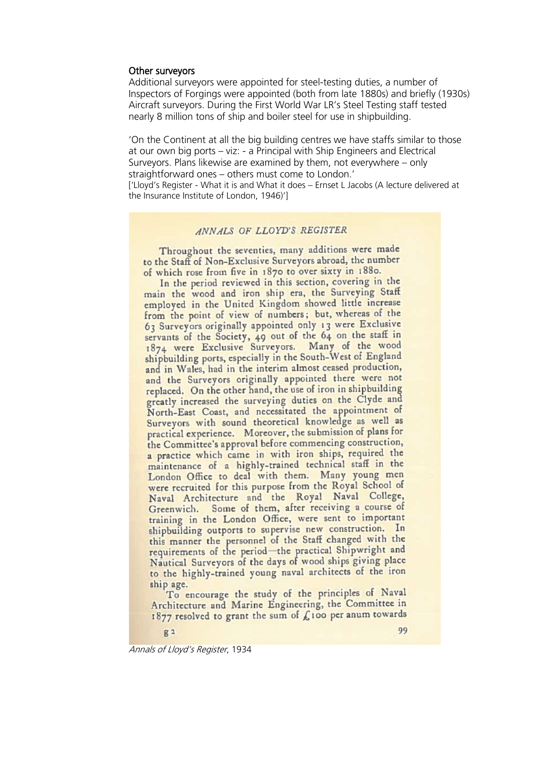## Other surveyors

Additional surveyors were appointed for steel-testing duties, a number of Inspectors of Forgings were appointed (both from late 1880s) and briefly (1930s) Aircraft surveyors. During the First World War LR's Steel Testing staff tested nearly 8 million tons of ship and boiler steel for use in shipbuilding.

'On the Continent at all the big building centres we have staffs similar to those at our own big ports – viz: - a Principal with Ship Engineers and Electrical Surveyors. Plans likewise are examined by them, not everywhere – only straightforward ones – others must come to London.'

['Lloyd's Register - What it is and What it does – Ernset L Jacobs (A lecture delivered at the Insurance Institute of London, 1946)']

*ANNALS OF LLOYD'S REGISTER*

Throughout the seventies, many additions were made to the Staff of Non-Exclusive Surveyors abroad, the number of which rose from five in 1870 to over sixty in 1880.

In the period reviewed in this section, covering in the main the wood and iron ship era, the Surveying Staff employed in the United Kingdom showed little increase from the point of view of numbers; but, whereas of the 63 Surveyors originally appointed only 13 were Exclusive servants of the Society, 49 out of the 64 on the staff in 1874 were Exclusive Surveyors. Many of the wood shipbuilding ports, especially in the South-West of England and in Wales, had in the interim almost ceased production, and the Surveyors originally appointed there were not replaced. On the other hand, the use of iron in shipbuilding greatly increased the surveying duties on the Clyde and North-East Coast, and necessitated the appointment of Surveyors with sound theoretical knowledge as well as practical experience. Moreover, the submission of plans for the Committee's approval before commencing construction, a practice which came in with iron ships, required the maintenance of a highly-trained technical staff in the London Office to deal with them. Many young men were recruited for this purpose from the Royal School of Naval Architecture and the Royal Naval College, Greenwich. Some of them, after receiving a course of training in the London Office, were sent to important shipbuilding outports to supervise new construction. In this manner the personnel of the Staff changed with the requirements of the period—the practical Shipwright and Nautical Surveyors of the days of wood ships giving place to the highly-trained young naval architects of the iron ship age.

To encourage the study of the principles of Naval Architecture and Marine Engineering, the Committee in 1877 resolved to grant the sum of £100 per anum towards

g 2 99

*Annals of Lloyd's Register*, 1934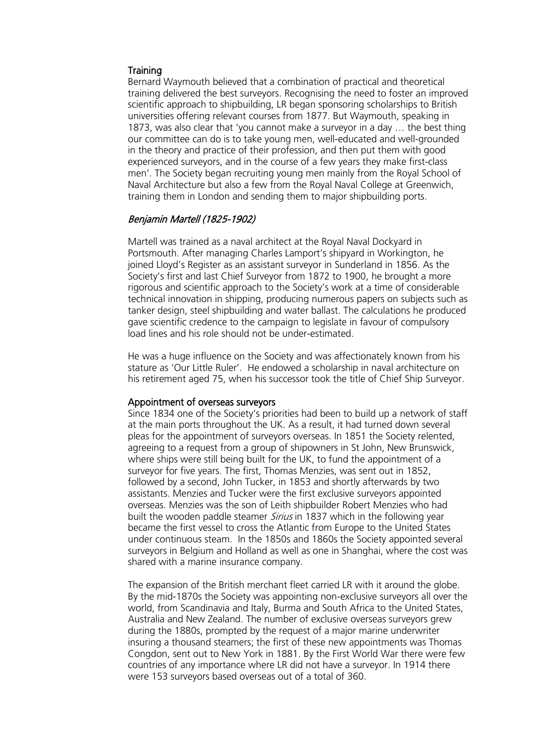## Training

Bernard Waymouth believed that a combination of practical and theoretical training delivered the best surveyors. Recognising the need to foster an improved scientific approach to shipbuilding, LR began sponsoring scholarships to British universities offering relevant courses from 1877. But Waymouth, speaking in 1873, was also clear that 'you cannot make a surveyor in a day … the best thing our committee can do is to take young men, well-educated and well-grounded in the theory and practice of their profession, and then put them with good experienced surveyors, and in the course of a few years they make first-class men'. The Society began recruiting young men mainly from the Royal School of Naval Architecture but also a few from the Royal Naval College at Greenwich, training them in London and sending them to major shipbuilding ports.

### *Benjamin Martell (1825-1902)*

Martell was trained as a naval architect at the Royal Naval Dockyard in Portsmouth. After managing Charles Lamport's shipyard in Workington, he joined Lloyd's Register as an assistant surveyor in Sunderland in 1856. As the Society's first and last Chief Surveyor from 1872 to 1900, he brought a more rigorous and scientific approach to the Society's work at a time of considerable technical innovation in shipping, producing numerous papers on subjects such as tanker design, steel shipbuilding and water ballast. The calculations he produced gave scientific credence to the campaign to legislate in favour of compulsory load lines and his role should not be under-estimated.

He was a huge influence on the Society and was affectionately known from his stature as 'Our Little Ruler'. He endowed a scholarship in naval architecture on his retirement aged 75, when his successor took the title of Chief Ship Surveyor.

## Appointment of overseas surveyors

Since 1834 one of the Society's priorities had been to build up a network of staff at the main ports throughout the UK. As a result, it had turned down several pleas for the appointment of surveyors overseas. In 1851 the Society relented, agreeing to a request from a group of shipowners in St John, New Brunswick, where ships were still being built for the UK, to fund the appointment of a surveyor for five years. The first, Thomas Menzies, was sent out in 1852, followed by a second, John Tucker, in 1853 and shortly afterwards by two assistants. Menzies and Tucker were the first exclusive surveyors appointed overseas. Menzies was the son of Leith shipbuilder Robert Menzies who had built the wooden paddle steamer *Sirius* in 1837 which in the following year became the first vessel to cross the Atlantic from Europe to the United States under continuous steam. In the 1850s and 1860s the Society appointed several surveyors in Belgium and Holland as well as one in Shanghai, where the cost was shared with a marine insurance company.

The expansion of the British merchant fleet carried LR with it around the globe. By the mid-1870s the Society was appointing non-exclusive surveyors all over the world, from Scandinavia and Italy, Burma and South Africa to the United States, Australia and New Zealand. The number of exclusive overseas surveyors grew during the 1880s, prompted by the request of a major marine underwriter insuring a thousand steamers; the first of these new appointments was Thomas Congdon, sent out to New York in 1881. By the First World War there were few countries of any importance where LR did not have a surveyor. In 1914 there were 153 surveyors based overseas out of a total of 360.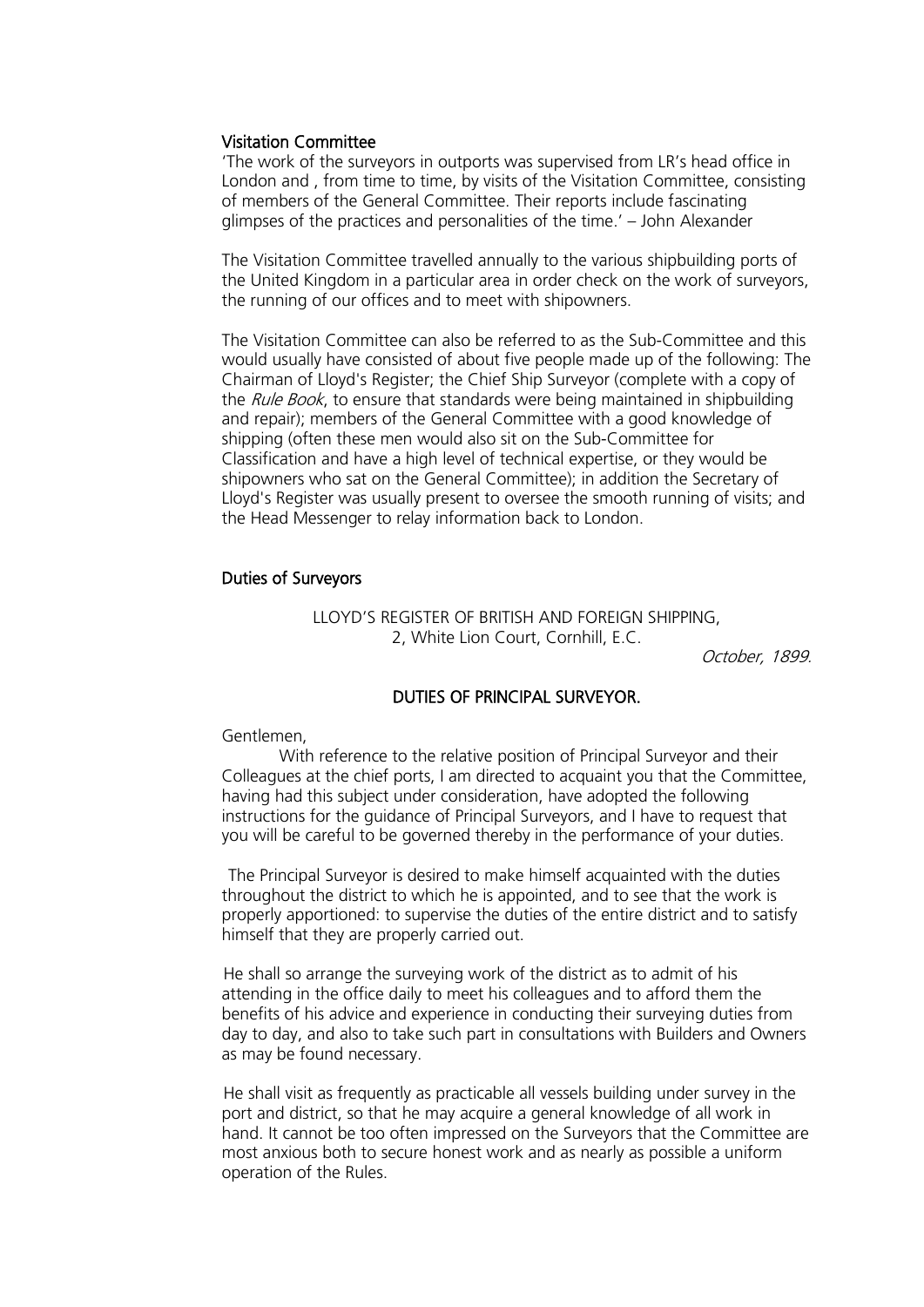### Visitation Committee

'The work of the surveyors in outports was supervised from LR's head office in London and , from time to time, by visits of the Visitation Committee, consisting of members of the General Committee. Their reports include fascinating glimpses of the practices and personalities of the time.' – John Alexander

The Visitation Committee travelled annually to the various shipbuilding ports of the United Kingdom in a particular area in order check on the work of surveyors, the running of our offices and to meet with shipowners.

The Visitation Committee can also be referred to as the Sub-Committee and this would usually have consisted of about five people made up of the following: The Chairman of Lloyd's Register; the Chief Ship Surveyor (complete with a copy of the *Rule Book*, to ensure that standards were being maintained in shipbuilding and repair); members of the General Committee with a good knowledge of shipping (often these men would also sit on the Sub-Committee for Classification and have a high level of technical expertise, or they would be shipowners who sat on the General Committee); in addition the Secretary of Lloyd's Register was usually present to oversee the smooth running of visits; and the Head Messenger to relay information back to London.

### Duties of Surveyors

LLOYD'S REGISTER OF BRITISH AND FOREIGN SHIPPING,
2, White Lion Court, Cornhill, E.C.

*October, 1899.*

**DUTIES OF PRINCIPAL SURVEYOR.**

Gentlemen,

With reference to the relative position of Principal Surveyor and their Colleagues at the chief ports, I am directed to acquaint you that the Committee, having had this subject under consideration, have adopted the following instructions for the guidance of Principal Surveyors, and I have to request that you will be careful to be governed thereby in the performance of your duties.

The Principal Surveyor is desired to make himself acquainted with the duties throughout the district to which he is appointed, and to see that the work is properly apportioned: to supervise the duties of the entire district and to satisfy himself that they are properly carried out.

He shall so arrange the surveying work of the district as to admit of his attending in the office daily to meet his colleagues and to afford them the benefits of his advice and experience in conducting their surveying duties from day to day, and also to take such part in consultations with Builders and Owners as may be found necessary.

He shall visit as frequently as practicable all vessels building under survey in the port and district, so that he may acquire a general knowledge of all work in hand. It cannot be too often impressed on the Surveyors that the Committee are most anxious both to secure honest work and as nearly as possible a uniform operation of the Rules.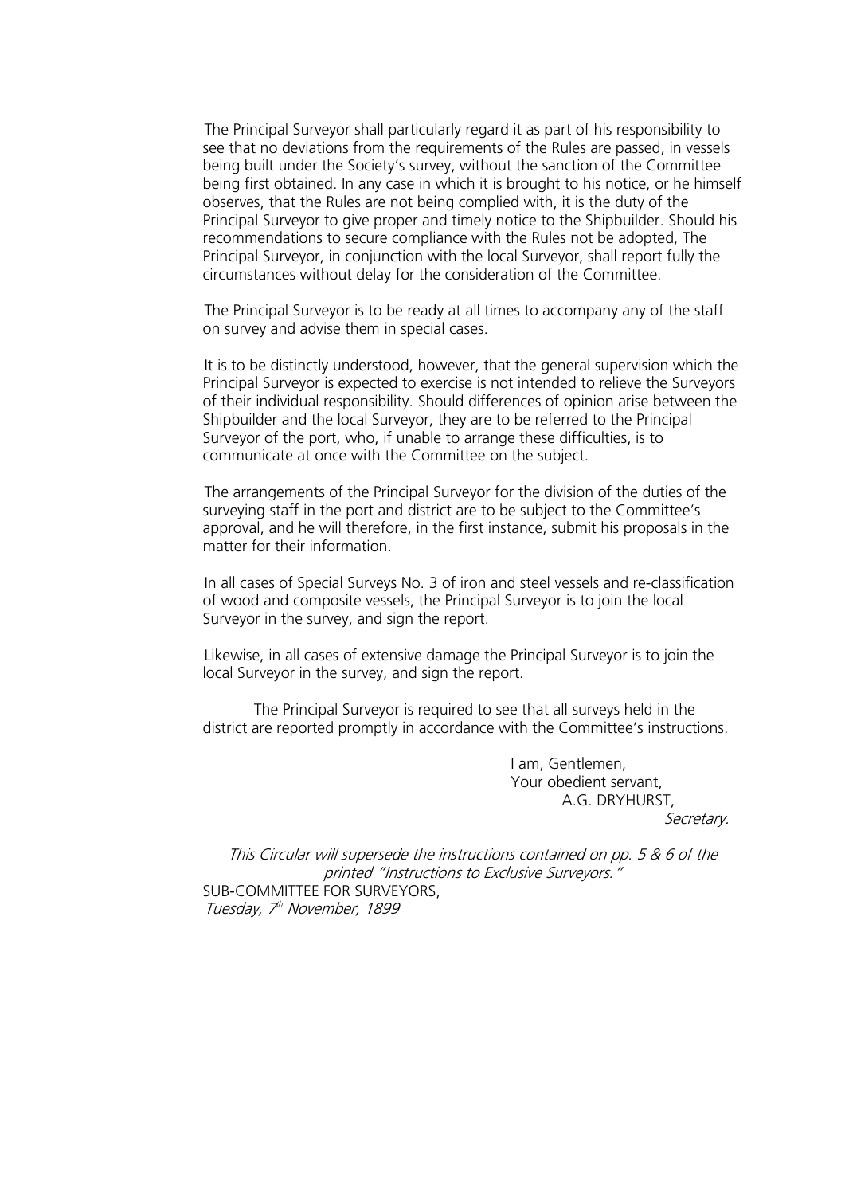The Principal Surveyor shall particularly regard it as part of his responsibility to see that no deviations from the requirements of the Rules are passed, in vessels being built under the Society's survey, without the sanction of the Committee being first obtained. In any case in which it is brought to his notice, or he himself observes, that the Rules are not being complied with, it is the duty of the Principal Surveyor to give proper and timely notice to the Shipbuilder. Should his recommendations to secure compliance with the Rules not be adopted, The Principal Surveyor, in conjunction with the local Surveyor, shall report fully the circumstances without delay for the consideration of the Committee.

The Principal Surveyor is to be ready at all times to accompany any of the staff on survey and advise them in special cases.

It is to be distinctly understood, however, that the general supervision which the Principal Surveyor is expected to exercise is not intended to relieve the Surveyors of their individual responsibility. Should differences of opinion arise between the Shipbuilder and the local Surveyor, they are to be referred to the Principal Surveyor of the port, who, if unable to arrange these difficulties, is to communicate at once with the Committee on the subject.

The arrangements of the Principal Surveyor for the division of the duties of the surveying staff in the port and district are to be subject to the Committee's approval, and he will therefore, in the first instance, submit his proposals in the matter for their information.

In all cases of Special Surveys No. 3 of iron and steel vessels and re-classification of wood and composite vessels, the Principal Surveyor is to join the local Surveyor in the survey, and sign the report.

Likewise, in all cases of extensive damage the Principal Surveyor is to join the local Surveyor in the survey, and sign the report.

The Principal Surveyor is required to see that all surveys held in the district are reported promptly in accordance with the Committee's instructions.

I am, Gentlemen,
Your obedient servant,
A.G. DRYHURST,
*Secretary.*

*This Circular will supersede the instructions contained on pp. 5 & 6 of the printed "Instructions to Exclusive Surveyors."*

SUB-COMMITTEE FOR SURVEYORS,
*Tuesday, 7th November, 1899*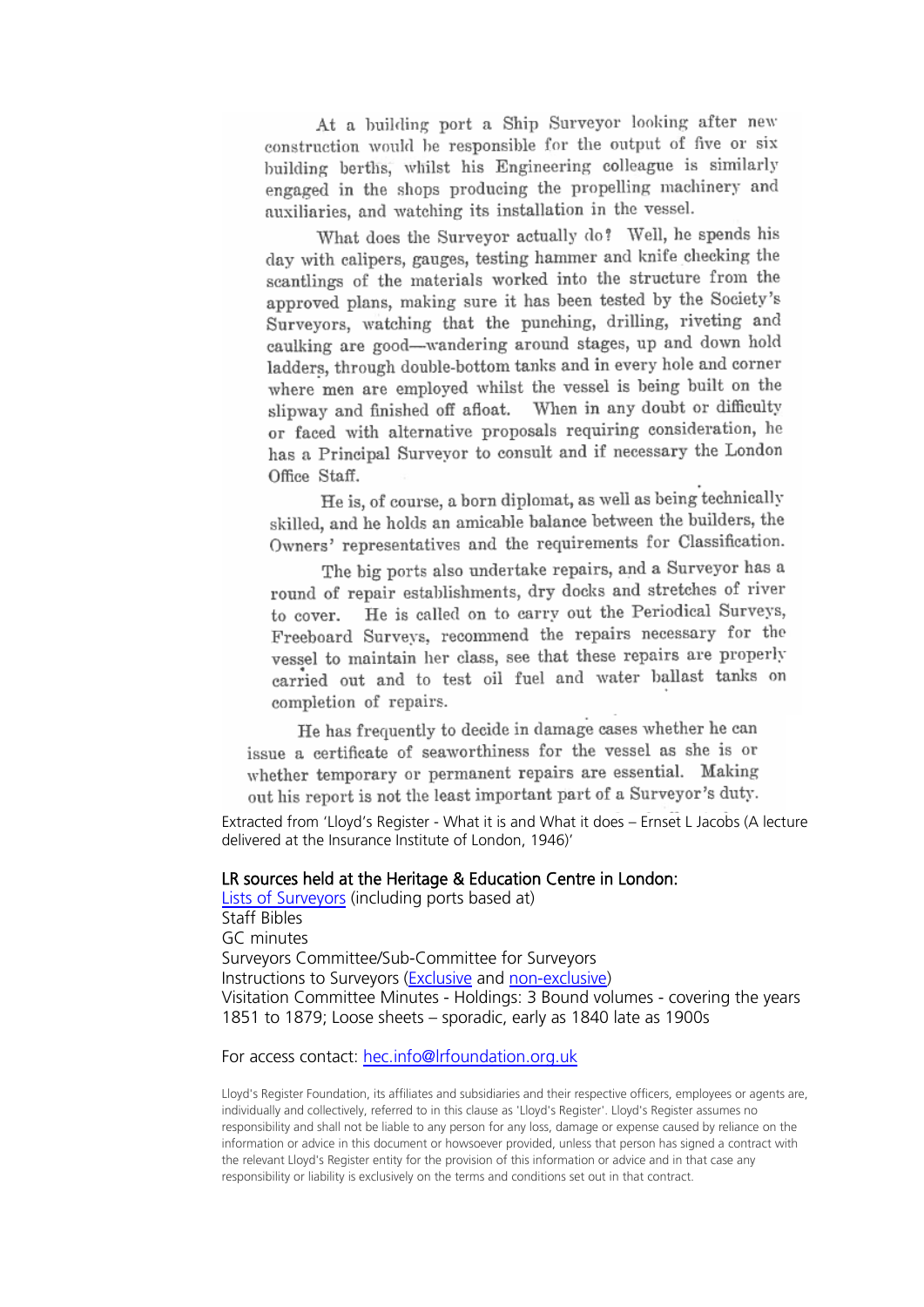At a building port a Ship Surveyor looking after new construction would be responsible for the output of five or six building berths, whilst his Engineering colleague is similarly engaged in the shops producing the propelling machinery and auxiliaries, and watching its installation in the vessel.

What does the Surveyor actually do? Well, he spends his day with calipers, gauges, testing hammer and knife checking the scantlings of the materials worked into the structure from the approved plans, making sure it has been tested by the Society's Surveyors, watching that the punching, drilling, riveting and caulking are good—wandering around stages, up and down hold ladders, through double-bottom tanks and in every hole and corner where men are employed whilst the vessel is being built on the slipway and finished off afloat. When in any doubt or difficulty or faced with alternative proposals requiring consideration, he has a Principal Surveyor to consult and if necessary the London Office Staff.

He is, of course, a born diplomat, as well as being technically skilled, and he holds an amicable balance between the builders, the Owners' representatives and the requirements for Classification.

The big ports also undertake repairs, and a Surveyor has a round of repair establishments, dry docks and stretches of river to cover. He is called on to carry out the Periodical Surveys, Freeboard Surveys, recommend the repairs necessary for the vessel to maintain her class, see that these repairs are properly carried out and to test oil fuel and water ballast tanks on completion of repairs.

He has frequently to decide in damage cases whether he can issue a certificate of seaworthiness for the vessel as she is or whether temporary or permanent repairs are essential. Making out his report is not the least important part of a Surveyor's duty.

Extracted from 'Lloyd's Register - What it is and What it does – Ernset L Jacobs (A lecture delivered at the Insurance Institute of London, 1946)'

LR sources held at the Heritage & Education Centre in London:
Lists of Surveyors (including ports based at)
Staff Bibles
GC minutes
Surveyors Committee/Sub-Committee for Surveyors
Instructions to Surveyors (Exclusive and non-exclusive)
Visitation Committee Minutes - Holdings: 3 Bound volumes - covering the years 1851 to 1879; Loose sheets – sporadic, early as 1840 late as 1900s

For access contact: hec.info@lrfoundation.org.uk

Lloyd's Register Foundation, its affiliates and subsidiaries and their respective officers, employees or agents are, individually and collectively, referred to in this clause as 'Lloyd's Register'. Lloyd's Register assumes no responsibility and shall not be liable to any person for any loss, damage or expense caused by reliance on the information or advice in this document or howsoever provided, unless that person has signed a contract with the relevant Lloyd's Register entity for the provision of this information or advice and in that case any responsibility or liability is exclusively on the terms and conditions set out in that contract.